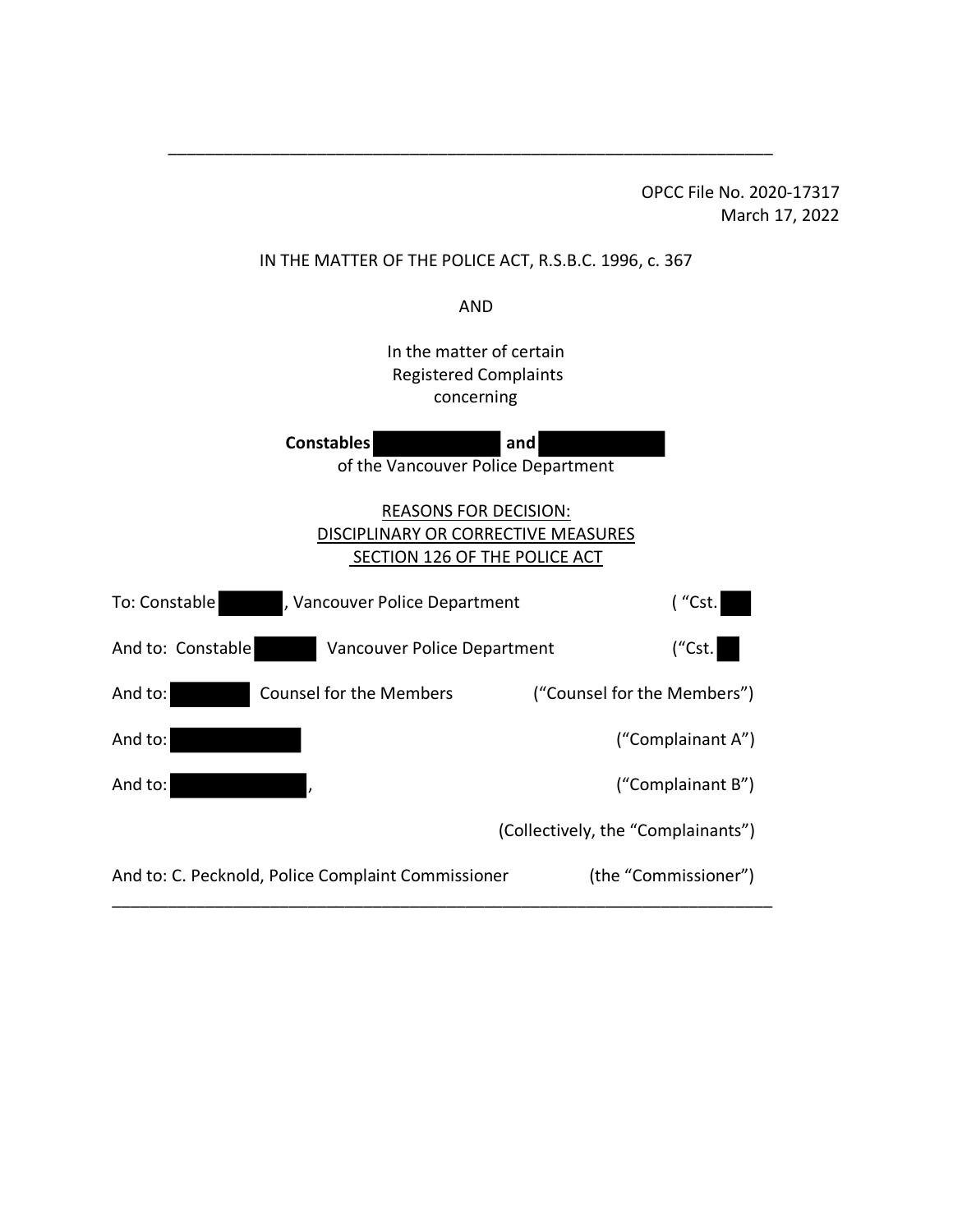---

OPCC File No. 2020-17317
March 17, 2022

IN THE MATTER OF THE POLICE ACT, R.S.B.C. 1996, c. 367

AND

In the matter of certain Registered Complaints concerning

**Constables ██████ and ██████**
of the Vancouver Police Department

## REASONS FOR DECISION: DISCIPLINARY OR CORRECTIVE MEASURES SECTION 126 OF THE POLICE ACT

To: Constable ██████, Vancouver Police Department ( "Cst. ██

And to: Constable ██████ Vancouver Police Department ("Cst. ██

And to: ██████ Counsel for the Members ("Counsel for the Members")

And to: ██████ ("Complainant A")

And to: ██████, ("Complainant B")

(Collectively, the "Complainants")

And to: C. Pecknold, Police Complaint Commissioner (the "Commissioner")

---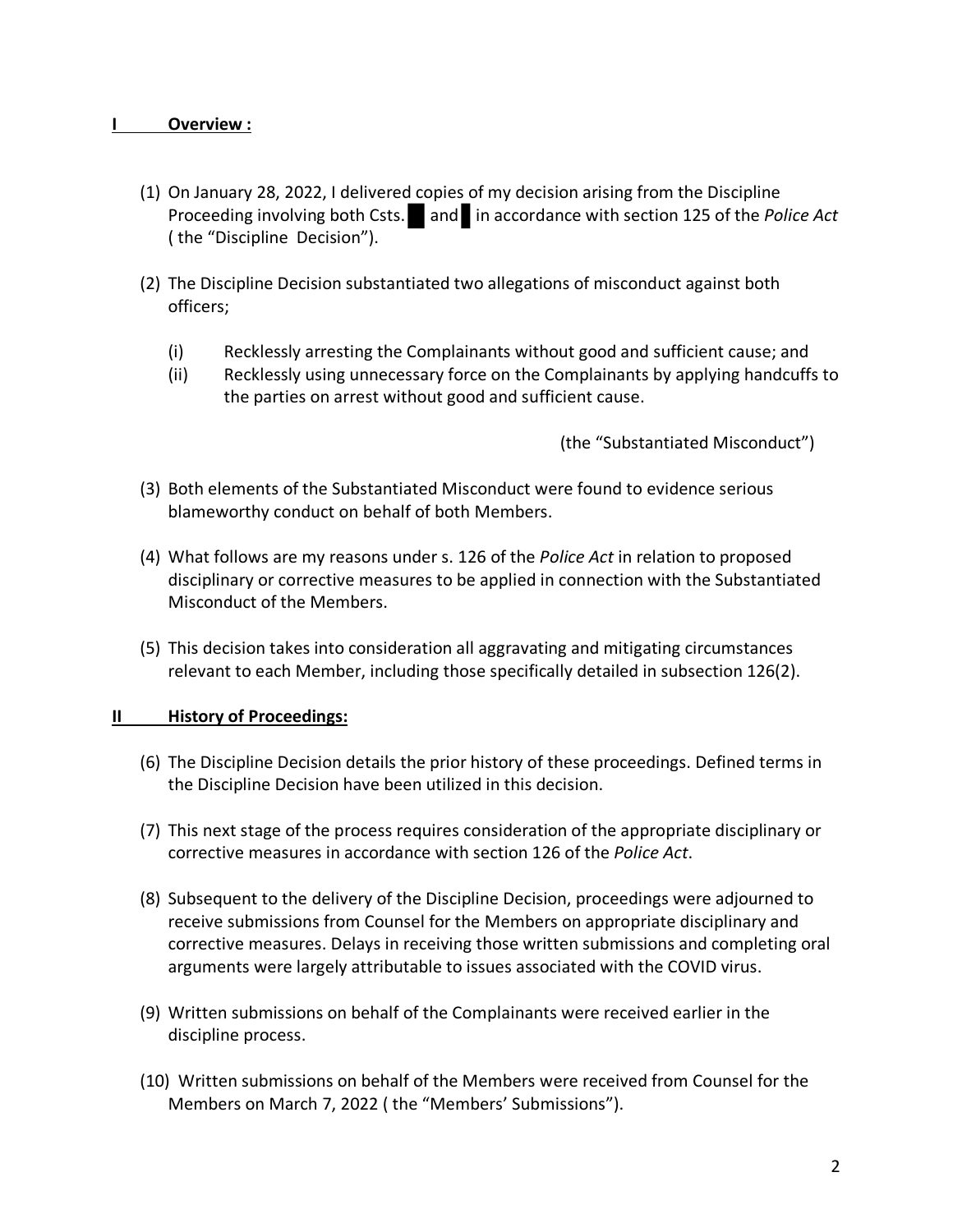## I Overview :

(1) On January 28, 2022, I delivered copies of my decision arising from the Discipline Proceeding involving both Csts. █ and █ in accordance with section 125 of the *Police Act* ( the "Discipline Decision").

(2) The Discipline Decision substantiated two allegations of misconduct against both officers;

(i) Recklessly arresting the Complainants without good and sufficient cause; and

(ii) Recklessly using unnecessary force on the Complainants by applying handcuffs to the parties on arrest without good and sufficient cause.

(the "Substantiated Misconduct")

(3) Both elements of the Substantiated Misconduct were found to evidence serious blameworthy conduct on behalf of both Members.

(4) What follows are my reasons under s. 126 of the *Police Act* in relation to proposed disciplinary or corrective measures to be applied in connection with the Substantiated Misconduct of the Members.

(5) This decision takes into consideration all aggravating and mitigating circumstances relevant to each Member, including those specifically detailed in subsection 126(2).

## II History of Proceedings:

(6) The Discipline Decision details the prior history of these proceedings. Defined terms in the Discipline Decision have been utilized in this decision.

(7) This next stage of the process requires consideration of the appropriate disciplinary or corrective measures in accordance with section 126 of the *Police Act*.

(8) Subsequent to the delivery of the Discipline Decision, proceedings were adjourned to receive submissions from Counsel for the Members on appropriate disciplinary and corrective measures. Delays in receiving those written submissions and completing oral arguments were largely attributable to issues associated with the COVID virus.

(9) Written submissions on behalf of the Complainants were received earlier in the discipline process.

(10) Written submissions on behalf of the Members were received from Counsel for the Members on March 7, 2022 ( the "Members' Submissions").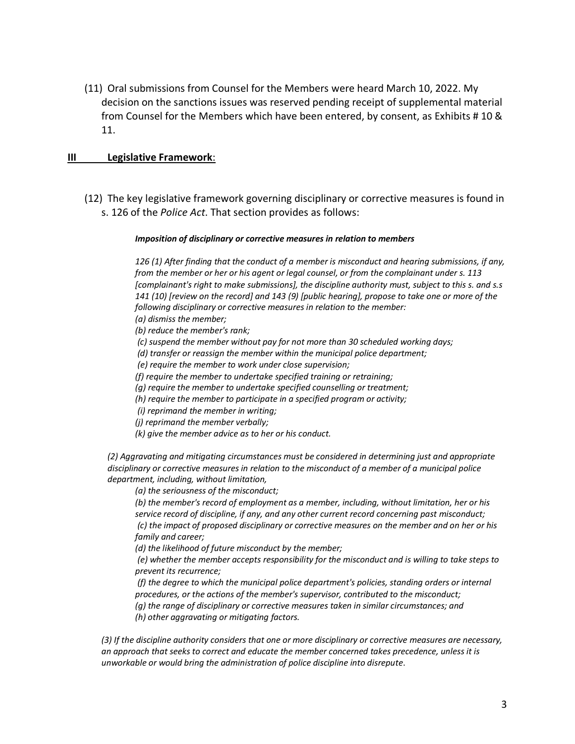(11) Oral submissions from Counsel for the Members were heard March 10, 2022. My decision on the sanctions issues was reserved pending receipt of supplemental material from Counsel for the Members which have been entered, by consent, as Exhibits # 10 & 11.

## III Legislative Framework:

(12) The key legislative framework governing disciplinary or corrective measures is found in s. 126 of the *Police Act*. That section provides as follows:

> ***Imposition of disciplinary or corrective measures in relation to members***
>
> *126 (1) After finding that the conduct of a member is misconduct and hearing submissions, if any, from the member or her or his agent or legal counsel, or from the complainant under s. 113 [complainant's right to make submissions], the discipline authority must, subject to this s. and s.s 141 (10) [review on the record] and 143 (9) [public hearing], propose to take one or more of the following disciplinary or corrective measures in relation to the member:*
>
> *(a) dismiss the member;*
> *(b) reduce the member's rank;*
> *(c) suspend the member without pay for not more than 30 scheduled working days;*
> *(d) transfer or reassign the member within the municipal police department;*
> *(e) require the member to work under close supervision;*
> *(f) require the member to undertake specified training or retraining;*
> *(g) require the member to undertake specified counselling or treatment;*
> *(h) require the member to participate in a specified program or activity;*
> *(i) reprimand the member in writing;*
> *(j) reprimand the member verbally;*
> *(k) give the member advice as to her or his conduct.*
>
> *(2) Aggravating and mitigating circumstances must be considered in determining just and appropriate disciplinary or corrective measures in relation to the misconduct of a member of a municipal police department, including, without limitation,*
>
> *(a) the seriousness of the misconduct;*
> *(b) the member's record of employment as a member, including, without limitation, her or his service record of discipline, if any, and any other current record concerning past misconduct;*
> *(c) the impact of proposed disciplinary or corrective measures on the member and on her or his family and career;*
> *(d) the likelihood of future misconduct by the member;*
> *(e) whether the member accepts responsibility for the misconduct and is willing to take steps to prevent its recurrence;*
> *(f) the degree to which the municipal police department's policies, standing orders or internal procedures, or the actions of the member's supervisor, contributed to the misconduct;*
> *(g) the range of disciplinary or corrective measures taken in similar circumstances; and*
> *(h) other aggravating or mitigating factors.*
>
> *(3) If the discipline authority considers that one or more disciplinary or corrective measures are necessary, an approach that seeks to correct and educate the member concerned takes precedence, unless it is unworkable or would bring the administration of police discipline into disrepute.*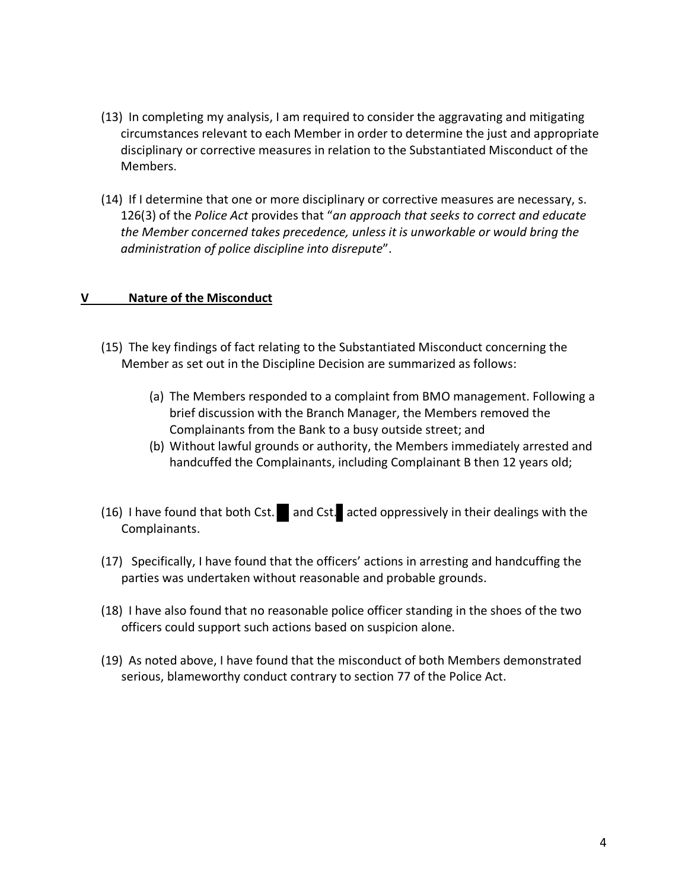(13) In completing my analysis, I am required to consider the aggravating and mitigating circumstances relevant to each Member in order to determine the just and appropriate disciplinary or corrective measures in relation to the Substantiated Misconduct of the Members.

(14) If I determine that one or more disciplinary or corrective measures are necessary, s. 126(3) of the *Police Act* provides that "*an approach that seeks to correct and educate the Member concerned takes precedence, unless it is unworkable or would bring the administration of police discipline into disrepute*".

## V Nature of the Misconduct

(15) The key findings of fact relating to the Substantiated Misconduct concerning the Member as set out in the Discipline Decision are summarized as follows:

(a) The Members responded to a complaint from BMO management. Following a brief discussion with the Branch Manager, the Members removed the Complainants from the Bank to a busy outside street; and

(b) Without lawful grounds or authority, the Members immediately arrested and handcuffed the Complainants, including Complainant B then 12 years old;

(16) I have found that both Cst. ██ and Cst. █ acted oppressively in their dealings with the Complainants.

(17) Specifically, I have found that the officers' actions in arresting and handcuffing the parties was undertaken without reasonable and probable grounds.

(18) I have also found that no reasonable police officer standing in the shoes of the two officers could support such actions based on suspicion alone.

(19) As noted above, I have found that the misconduct of both Members demonstrated serious, blameworthy conduct contrary to section 77 of the Police Act.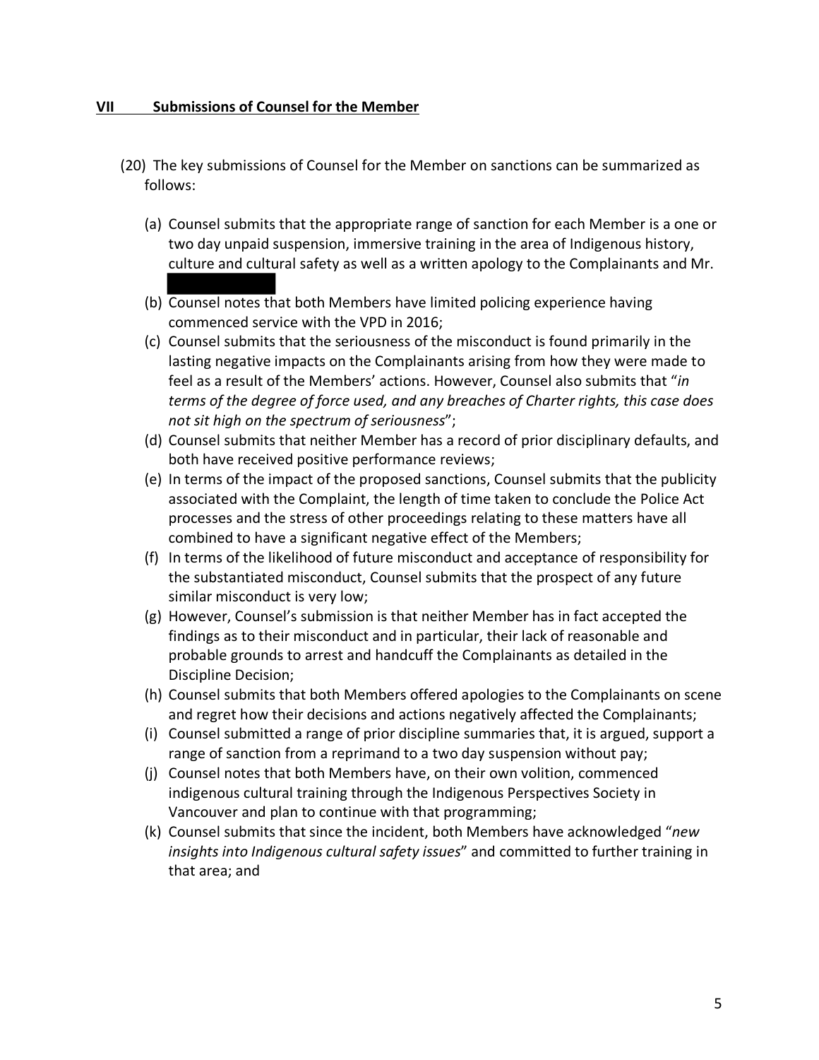## VII Submissions of Counsel for the Member

(20) The key submissions of Counsel for the Member on sanctions can be summarized as follows:

(a) Counsel submits that the appropriate range of sanction for each Member is a one or two day unpaid suspension, immersive training in the area of Indigenous history, culture and cultural safety as well as a written apology to the Complainants and Mr. [redacted]

(b) Counsel notes that both Members have limited policing experience having commenced service with the VPD in 2016;

(c) Counsel submits that the seriousness of the misconduct is found primarily in the lasting negative impacts on the Complainants arising from how they were made to feel as a result of the Members' actions. However, Counsel also submits that "*in terms of the degree of force used, and any breaches of Charter rights, this case does not sit high on the spectrum of seriousness*";

(d) Counsel submits that neither Member has a record of prior disciplinary defaults, and both have received positive performance reviews;

(e) In terms of the impact of the proposed sanctions, Counsel submits that the publicity associated with the Complaint, the length of time taken to conclude the Police Act processes and the stress of other proceedings relating to these matters have all combined to have a significant negative effect of the Members;

(f) In terms of the likelihood of future misconduct and acceptance of responsibility for the substantiated misconduct, Counsel submits that the prospect of any future similar misconduct is very low;

(g) However, Counsel's submission is that neither Member has in fact accepted the findings as to their misconduct and in particular, their lack of reasonable and probable grounds to arrest and handcuff the Complainants as detailed in the Discipline Decision;

(h) Counsel submits that both Members offered apologies to the Complainants on scene and regret how their decisions and actions negatively affected the Complainants;

(i) Counsel submitted a range of prior discipline summaries that, it is argued, support a range of sanction from a reprimand to a two day suspension without pay;

(j) Counsel notes that both Members have, on their own volition, commenced indigenous cultural training through the Indigenous Perspectives Society in Vancouver and plan to continue with that programming;

(k) Counsel submits that since the incident, both Members have acknowledged "*new insights into Indigenous cultural safety issues*" and committed to further training in that area; and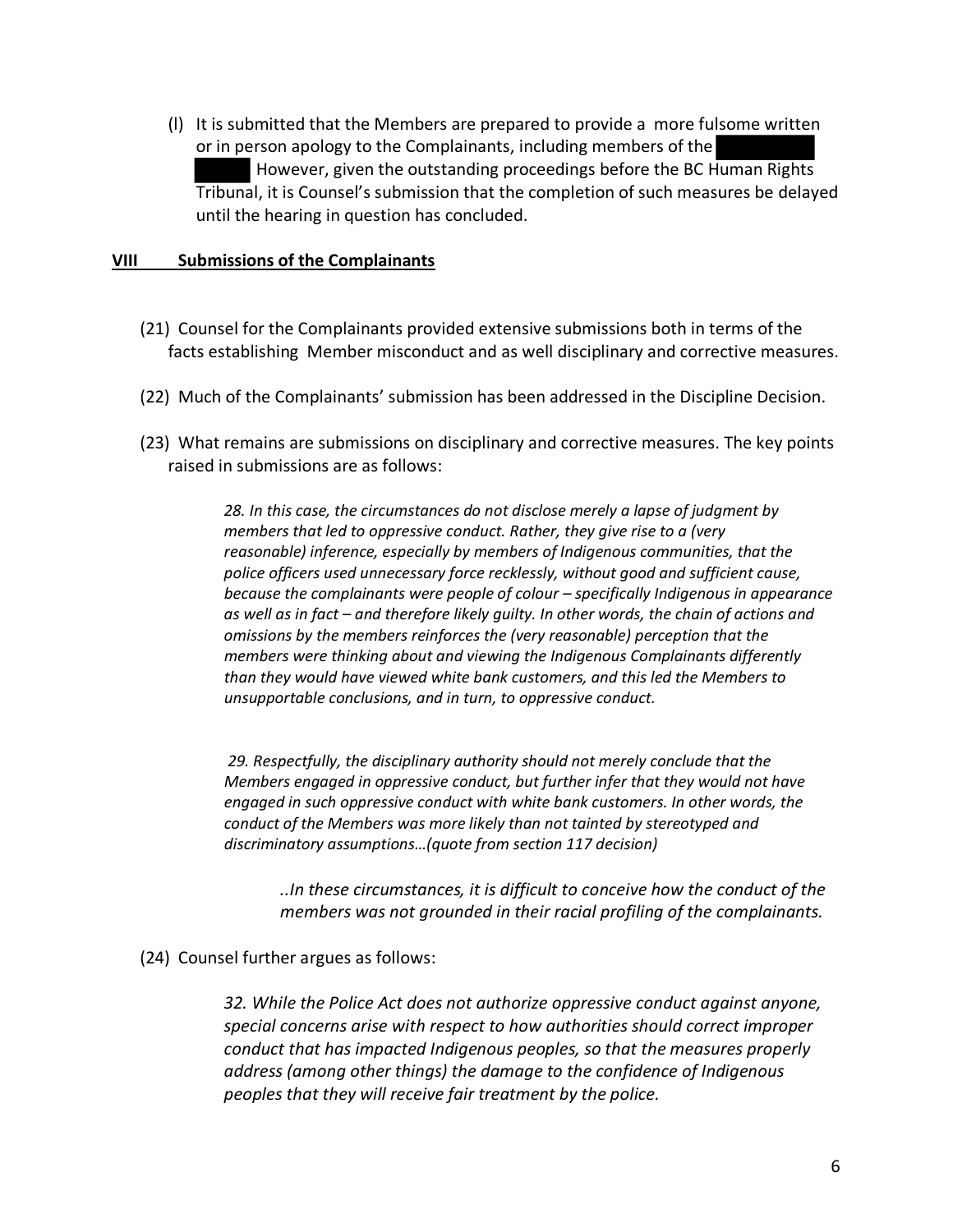(l) It is submitted that the Members are prepared to provide a more fulsome written or in person apology to the Complainants, including members of the ██████ ████. However, given the outstanding proceedings before the BC Human Rights Tribunal, it is Counsel's submission that the completion of such measures be delayed until the hearing in question has concluded.

## VIII Submissions of the Complainants

(21) Counsel for the Complainants provided extensive submissions both in terms of the facts establishing Member misconduct and as well disciplinary and corrective measures.

(22) Much of the Complainants' submission has been addressed in the Discipline Decision.

(23) What remains are submissions on disciplinary and corrective measures. The key points raised in submissions are as follows:

> *28. In this case, the circumstances do not disclose merely a lapse of judgment by members that led to oppressive conduct. Rather, they give rise to a (very reasonable) inference, especially by members of Indigenous communities, that the police officers used unnecessary force recklessly, without good and sufficient cause, because the complainants were people of colour – specifically Indigenous in appearance as well as in fact – and therefore likely guilty. In other words, the chain of actions and omissions by the members reinforces the (very reasonable) perception that the members were thinking about and viewing the Indigenous Complainants differently than they would have viewed white bank customers, and this led the Members to unsupportable conclusions, and in turn, to oppressive conduct.*
>
> *29. Respectfully, the disciplinary authority should not merely conclude that the Members engaged in oppressive conduct, but further infer that they would not have engaged in such oppressive conduct with white bank customers. In other words, the conduct of the Members was more likely than not tainted by stereotyped and discriminatory assumptions…(quote from section 117 decision)*
>
>> *..In these circumstances, it is difficult to conceive how the conduct of the members was not grounded in their racial profiling of the complainants.*

(24) Counsel further argues as follows:

> *32. While the Police Act does not authorize oppressive conduct against anyone, special concerns arise with respect to how authorities should correct improper conduct that has impacted Indigenous peoples, so that the measures properly address (among other things) the damage to the confidence of Indigenous peoples that they will receive fair treatment by the police.*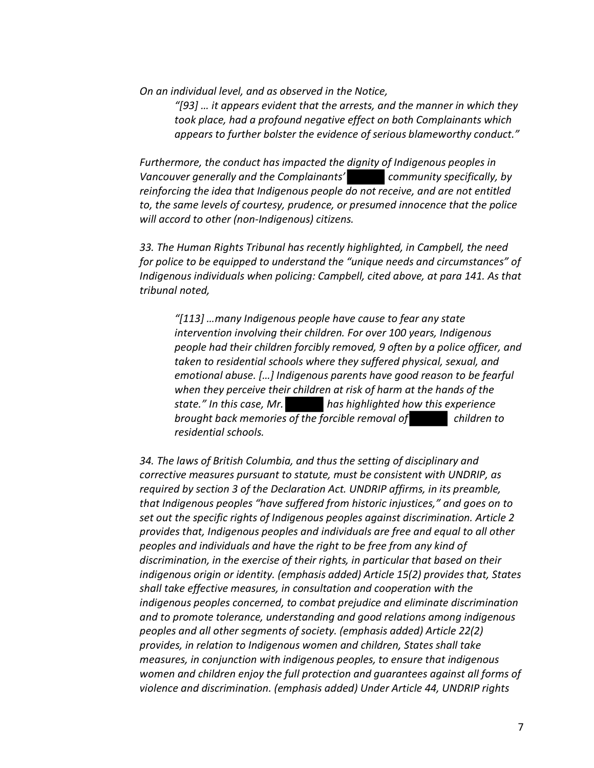*On an individual level, and as observed in the Notice,*

> *"[93] … it appears evident that the arrests, and the manner in which they took place, had a profound negative effect on both Complainants which appears to further bolster the evidence of serious blameworthy conduct."*

*Furthermore, the conduct has impacted the dignity of Indigenous peoples in Vancouver generally and the Complainants' ██████ community specifically, by reinforcing the idea that Indigenous people do not receive, and are not entitled to, the same levels of courtesy, prudence, or presumed innocence that the police will accord to other (non-Indigenous) citizens.*

*33. The Human Rights Tribunal has recently highlighted, in Campbell, the need for police to be equipped to understand the "unique needs and circumstances" of Indigenous individuals when policing: Campbell, cited above, at para 141. As that tribunal noted,*

> *"[113] …many Indigenous people have cause to fear any state intervention involving their children. For over 100 years, Indigenous people had their children forcibly removed, 9 often by a police officer, and taken to residential schools where they suffered physical, sexual, and emotional abuse. […] Indigenous parents have good reason to be fearful when they perceive their children at risk of harm at the hands of the state." In this case, Mr. ██████ has highlighted how this experience brought back memories of the forcible removal of ██████ children to residential schools.*

*34. The laws of British Columbia, and thus the setting of disciplinary and corrective measures pursuant to statute, must be consistent with UNDRIP, as required by section 3 of the Declaration Act. UNDRIP affirms, in its preamble, that Indigenous peoples "have suffered from historic injustices," and goes on to set out the specific rights of Indigenous peoples against discrimination. Article 2 provides that, Indigenous peoples and individuals are free and equal to all other peoples and individuals and have the right to be free from any kind of discrimination, in the exercise of their rights, in particular that based on their indigenous origin or identity. (emphasis added) Article 15(2) provides that, States shall take effective measures, in consultation and cooperation with the indigenous peoples concerned, to combat prejudice and eliminate discrimination and to promote tolerance, understanding and good relations among indigenous peoples and all other segments of society. (emphasis added) Article 22(2) provides, in relation to Indigenous women and children, States shall take measures, in conjunction with indigenous peoples, to ensure that indigenous women and children enjoy the full protection and guarantees against all forms of violence and discrimination. (emphasis added) Under Article 44, UNDRIP rights*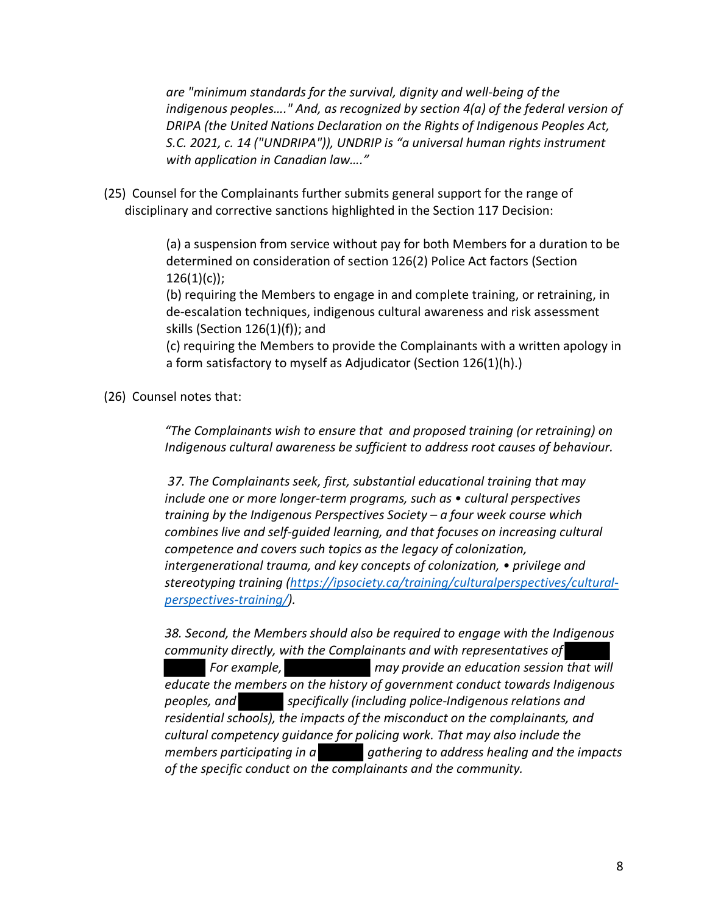*are "minimum standards for the survival, dignity and well-being of the indigenous peoples…." And, as recognized by section 4(a) of the federal version of DRIPA (the United Nations Declaration on the Rights of Indigenous Peoples Act, S.C. 2021, c. 14 ("UNDRIPA")), UNDRIP is "a universal human rights instrument with application in Canadian law…."*

(25) Counsel for the Complainants further submits general support for the range of disciplinary and corrective sanctions highlighted in the Section 117 Decision:

> (a) a suspension from service without pay for both Members for a duration to be determined on consideration of section 126(2) Police Act factors (Section 126(1)(c));
>
> (b) requiring the Members to engage in and complete training, or retraining, in de-escalation techniques, indigenous cultural awareness and risk assessment skills (Section 126(1)(f)); and
>
> (c) requiring the Members to provide the Complainants with a written apology in a form satisfactory to myself as Adjudicator (Section 126(1)(h).)

(26) Counsel notes that:

> *"The Complainants wish to ensure that and proposed training (or retraining) on Indigenous cultural awareness be sufficient to address root causes of behaviour.*
>
> *37. The Complainants seek, first, substantial educational training that may include one or more longer-term programs, such as • cultural perspectives training by the Indigenous Perspectives Society – a four week course which combines live and self-guided learning, and that focuses on increasing cultural competence and covers such topics as the legacy of colonization, intergenerational trauma, and key concepts of colonization, • privilege and stereotyping training ([https://ipsociety.ca/training/culturalperspectives/cultural-perspectives-training/](https://ipsociety.ca/training/culturalperspectives/cultural-perspectives-training/)).*
>
> *38. Second, the Members should also be required to engage with the Indigenous community directly, with the Complainants and with representatives of ████ ████. For example, ██████████ may provide an education session that will educate the members on the history of government conduct towards Indigenous peoples, and █████ specifically (including police-Indigenous relations and residential schools), the impacts of the misconduct on the complainants, and cultural competency guidance for policing work. That may also include the members participating in a █████ gathering to address healing and the impacts of the specific conduct on the complainants and the community.*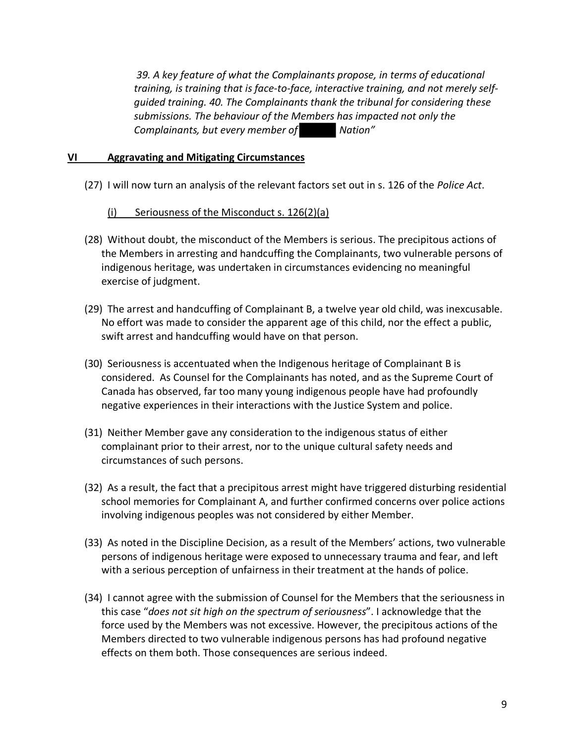*39. A key feature of what the Complainants propose, in terms of educational training, is training that is face-to-face, interactive training, and not merely self-guided training. 40. The Complainants thank the tribunal for considering these submissions. The behaviour of the Members has impacted not only the Complainants, but every member of ███ Nation"*

## VI Aggravating and Mitigating Circumstances

(27) I will now turn an analysis of the relevant factors set out in s. 126 of the *Police Act*.

(i) Seriousness of the Misconduct s. 126(2)(a)

(28) Without doubt, the misconduct of the Members is serious. The precipitous actions of the Members in arresting and handcuffing the Complainants, two vulnerable persons of indigenous heritage, was undertaken in circumstances evidencing no meaningful exercise of judgment.

(29) The arrest and handcuffing of Complainant B, a twelve year old child, was inexcusable. No effort was made to consider the apparent age of this child, nor the effect a public, swift arrest and handcuffing would have on that person.

(30) Seriousness is accentuated when the Indigenous heritage of Complainant B is considered. As Counsel for the Complainants has noted, and as the Supreme Court of Canada has observed, far too many young indigenous people have had profoundly negative experiences in their interactions with the Justice System and police.

(31) Neither Member gave any consideration to the indigenous status of either complainant prior to their arrest, nor to the unique cultural safety needs and circumstances of such persons.

(32) As a result, the fact that a precipitous arrest might have triggered disturbing residential school memories for Complainant A, and further confirmed concerns over police actions involving indigenous peoples was not considered by either Member.

(33) As noted in the Discipline Decision, as a result of the Members' actions, two vulnerable persons of indigenous heritage were exposed to unnecessary trauma and fear, and left with a serious perception of unfairness in their treatment at the hands of police.

(34) I cannot agree with the submission of Counsel for the Members that the seriousness in this case "*does not sit high on the spectrum of seriousness*". I acknowledge that the force used by the Members was not excessive. However, the precipitous actions of the Members directed to two vulnerable indigenous persons has had profound negative effects on them both. Those consequences are serious indeed.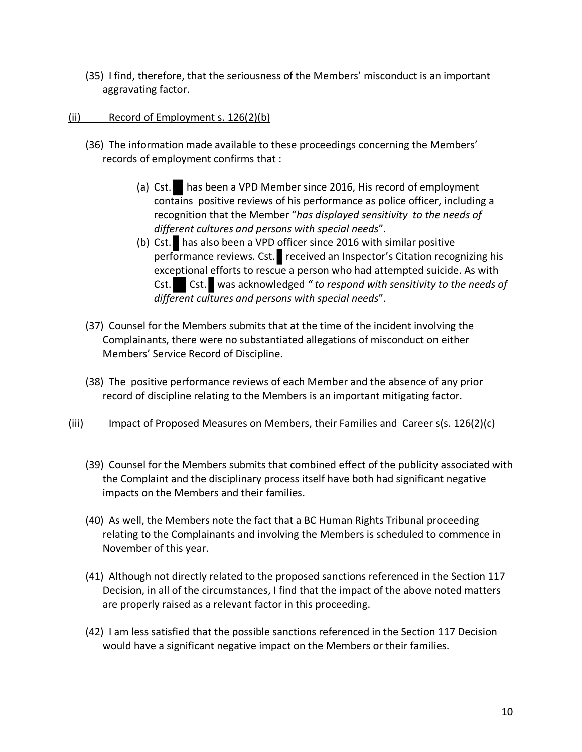(35) I find, therefore, that the seriousness of the Members' misconduct is an important aggravating factor.

<u>(ii) Record of Employment s. 126(2)(b)</u>

(36) The information made available to these proceedings concerning the Members' records of employment confirms that :

(a) Cst. ██ has been a VPD Member since 2016, His record of employment contains positive reviews of his performance as police officer, including a recognition that the Member "*has displayed sensitivity to the needs of different cultures and persons with special needs*".

(b) Cst. █ has also been a VPD officer since 2016 with similar positive performance reviews. Cst. █ received an Inspector's Citation recognizing his exceptional efforts to rescue a person who had attempted suicide. As with Cst. ██ Cst. █ was acknowledged *" to respond with sensitivity to the needs of different cultures and persons with special needs*".

(37) Counsel for the Members submits that at the time of the incident involving the Complainants, there were no substantiated allegations of misconduct on either Members' Service Record of Discipline.

(38) The positive performance reviews of each Member and the absence of any prior record of discipline relating to the Members is an important mitigating factor.

<u>(iii) Impact of Proposed Measures on Members, their Families and Career s(s. 126(2)(c)</u>

(39) Counsel for the Members submits that combined effect of the publicity associated with the Complaint and the disciplinary process itself have both had significant negative impacts on the Members and their families.

(40) As well, the Members note the fact that a BC Human Rights Tribunal proceeding relating to the Complainants and involving the Members is scheduled to commence in November of this year.

(41) Although not directly related to the proposed sanctions referenced in the Section 117 Decision, in all of the circumstances, I find that the impact of the above noted matters are properly raised as a relevant factor in this proceeding.

(42) I am less satisfied that the possible sanctions referenced in the Section 117 Decision would have a significant negative impact on the Members or their families.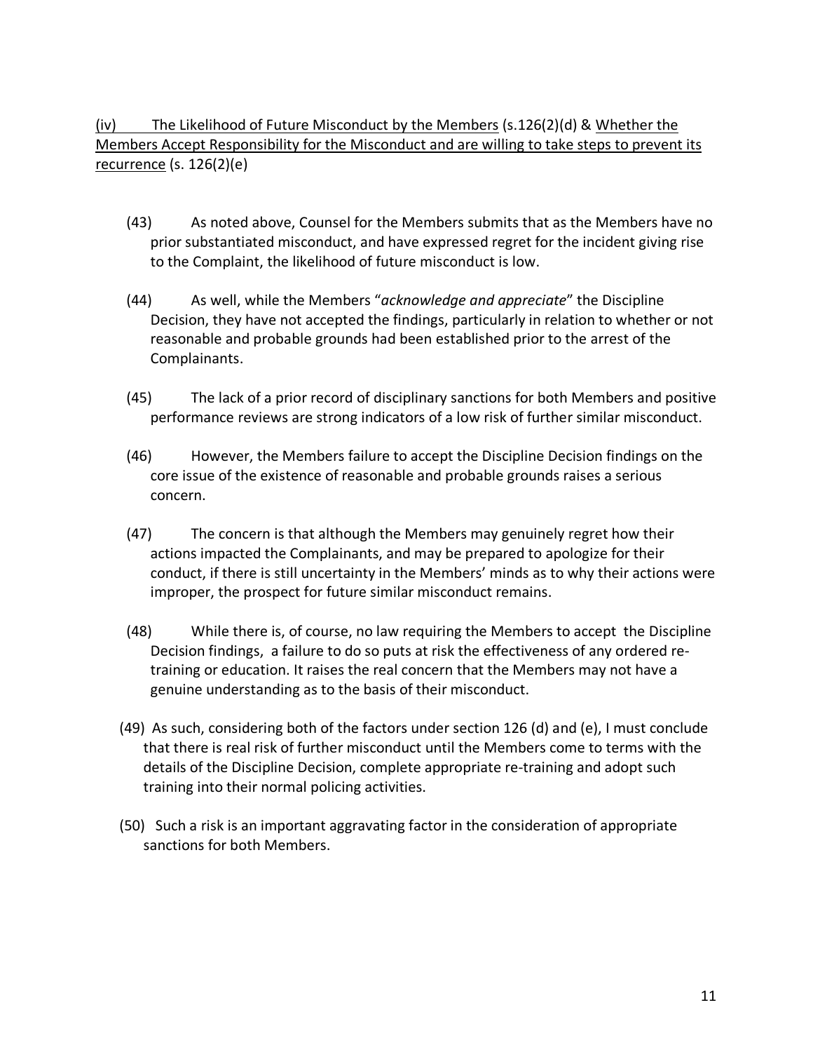<u>(iv) The Likelihood of Future Misconduct by the Members</u> (s.126(2)(d) & <u>Whether the Members Accept Responsibility for the Misconduct and are willing to take steps to prevent its recurrence</u> (s. 126(2)(e)

(43) As noted above, Counsel for the Members submits that as the Members have no prior substantiated misconduct, and have expressed regret for the incident giving rise to the Complaint, the likelihood of future misconduct is low.

(44) As well, while the Members "*acknowledge and appreciate*" the Discipline Decision, they have not accepted the findings, particularly in relation to whether or not reasonable and probable grounds had been established prior to the arrest of the Complainants.

(45) The lack of a prior record of disciplinary sanctions for both Members and positive performance reviews are strong indicators of a low risk of further similar misconduct.

(46) However, the Members failure to accept the Discipline Decision findings on the core issue of the existence of reasonable and probable grounds raises a serious concern.

(47) The concern is that although the Members may genuinely regret how their actions impacted the Complainants, and may be prepared to apologize for their conduct, if there is still uncertainty in the Members' minds as to why their actions were improper, the prospect for future similar misconduct remains.

(48) While there is, of course, no law requiring the Members to accept the Discipline Decision findings, a failure to do so puts at risk the effectiveness of any ordered re-training or education. It raises the real concern that the Members may not have a genuine understanding as to the basis of their misconduct.

(49) As such, considering both of the factors under section 126 (d) and (e), I must conclude that there is real risk of further misconduct until the Members come to terms with the details of the Discipline Decision, complete appropriate re-training and adopt such training into their normal policing activities.

(50) Such a risk is an important aggravating factor in the consideration of appropriate sanctions for both Members.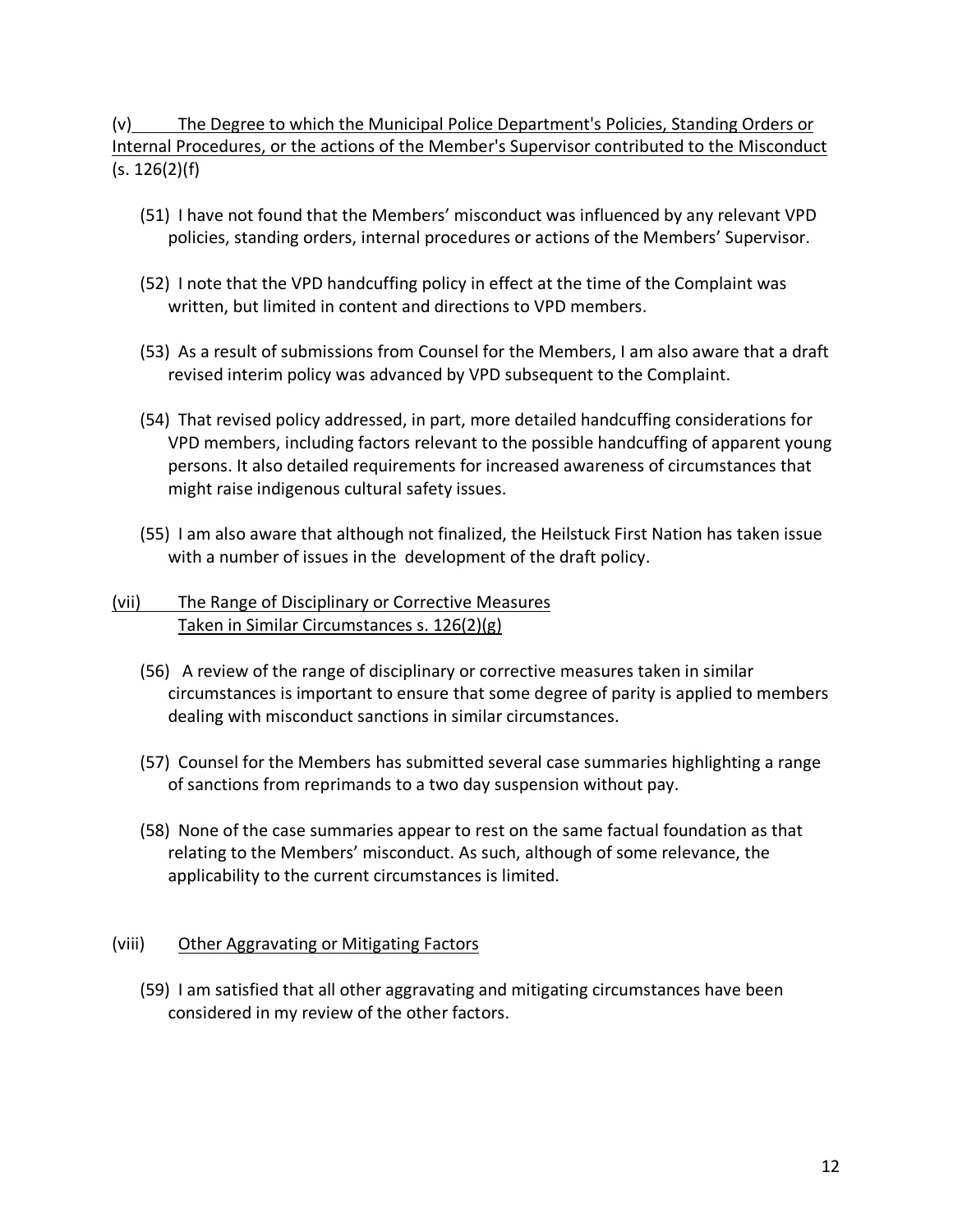(v) The Degree to which the Municipal Police Department's Policies, Standing Orders or Internal Procedures, or the actions of the Member's Supervisor contributed to the Misconduct (s. 126(2)(f)

(51) I have not found that the Members' misconduct was influenced by any relevant VPD policies, standing orders, internal procedures or actions of the Members' Supervisor.

(52) I note that the VPD handcuffing policy in effect at the time of the Complaint was written, but limited in content and directions to VPD members.

(53) As a result of submissions from Counsel for the Members, I am also aware that a draft revised interim policy was advanced by VPD subsequent to the Complaint.

(54) That revised policy addressed, in part, more detailed handcuffing considerations for VPD members, including factors relevant to the possible handcuffing of apparent young persons. It also detailed requirements for increased awareness of circumstances that might raise indigenous cultural safety issues.

(55) I am also aware that although not finalized, the Heilstuck First Nation has taken issue with a number of issues in the development of the draft policy.

(vii) The Range of Disciplinary or Corrective Measures Taken in Similar Circumstances s. 126(2)(g)

(56) A review of the range of disciplinary or corrective measures taken in similar circumstances is important to ensure that some degree of parity is applied to members dealing with misconduct sanctions in similar circumstances.

(57) Counsel for the Members has submitted several case summaries highlighting a range of sanctions from reprimands to a two day suspension without pay.

(58) None of the case summaries appear to rest on the same factual foundation as that relating to the Members' misconduct. As such, although of some relevance, the applicability to the current circumstances is limited.

(viii) Other Aggravating or Mitigating Factors

(59) I am satisfied that all other aggravating and mitigating circumstances have been considered in my review of the other factors.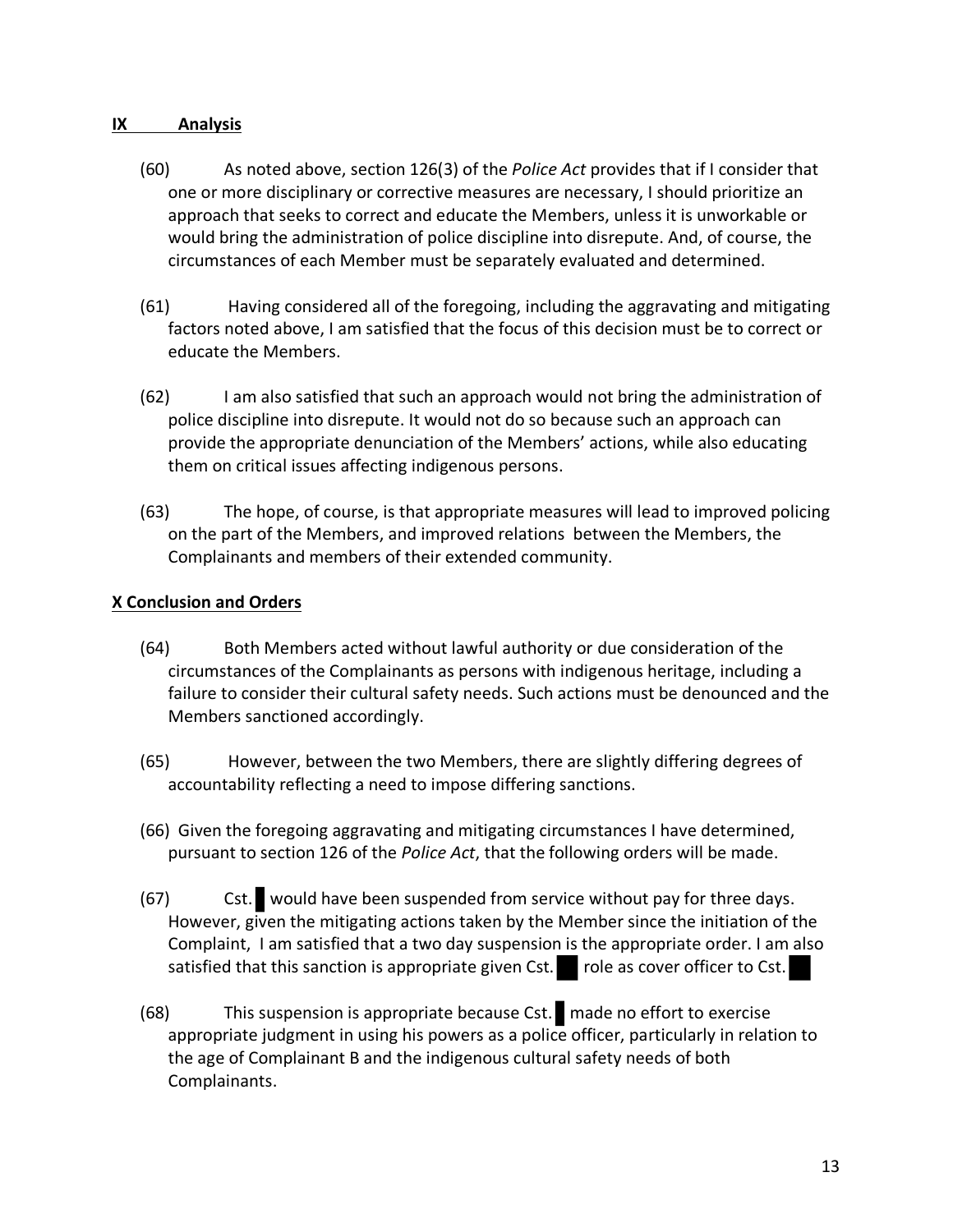## IX Analysis

(60) As noted above, section 126(3) of the *Police Act* provides that if I consider that one or more disciplinary or corrective measures are necessary, I should prioritize an approach that seeks to correct and educate the Members, unless it is unworkable or would bring the administration of police discipline into disrepute. And, of course, the circumstances of each Member must be separately evaluated and determined.

(61) Having considered all of the foregoing, including the aggravating and mitigating factors noted above, I am satisfied that the focus of this decision must be to correct or educate the Members.

(62) I am also satisfied that such an approach would not bring the administration of police discipline into disrepute. It would not do so because such an approach can provide the appropriate denunciation of the Members' actions, while also educating them on critical issues affecting indigenous persons.

(63) The hope, of course, is that appropriate measures will lead to improved policing on the part of the Members, and improved relations between the Members, the Complainants and members of their extended community.

## X Conclusion and Orders

(64) Both Members acted without lawful authority or due consideration of the circumstances of the Complainants as persons with indigenous heritage, including a failure to consider their cultural safety needs. Such actions must be denounced and the Members sanctioned accordingly.

(65) However, between the two Members, there are slightly differing degrees of accountability reflecting a need to impose differing sanctions.

(66) Given the foregoing aggravating and mitigating circumstances I have determined, pursuant to section 126 of the *Police Act*, that the following orders will be made.

(67) Cst. █ would have been suspended from service without pay for three days. However, given the mitigating actions taken by the Member since the initiation of the Complaint, I am satisfied that a two day suspension is the appropriate order. I am also satisfied that this sanction is appropriate given Cst. █ role as cover officer to Cst. █

(68) This suspension is appropriate because Cst. █ made no effort to exercise appropriate judgment in using his powers as a police officer, particularly in relation to the age of Complainant B and the indigenous cultural safety needs of both Complainants.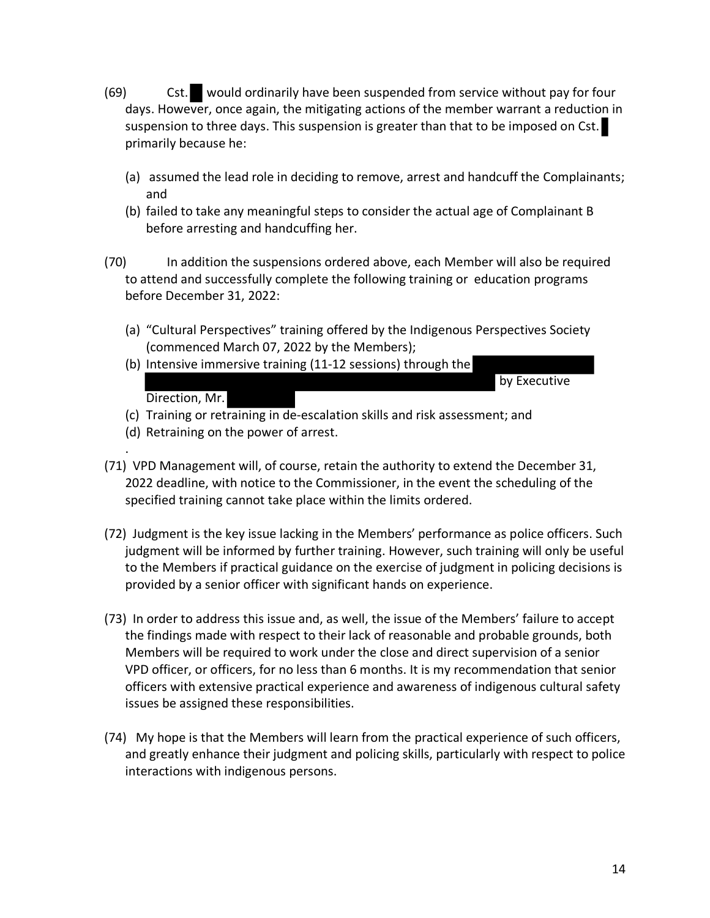(69) Cst. ██ would ordinarily have been suspended from service without pay for four days. However, once again, the mitigating actions of the member warrant a reduction in suspension to three days. This suspension is greater than that to be imposed on Cst. █ primarily because he:

(a) assumed the lead role in deciding to remove, arrest and handcuff the Complainants; and

(b) failed to take any meaningful steps to consider the actual age of Complainant B before arresting and handcuffing her.

(70) In addition the suspensions ordered above, each Member will also be required to attend and successfully complete the following training or education programs before December 31, 2022:

(a) "Cultural Perspectives" training offered by the Indigenous Perspectives Society (commenced March 07, 2022 by the Members);

(b) Intensive immersive training (11-12 sessions) through the ██████████ ██████████████████████████████████ by Executive Direction, Mr. ██████

(c) Training or retraining in de-escalation skills and risk assessment; and

(d) Retraining on the power of arrest.

.

(71) VPD Management will, of course, retain the authority to extend the December 31, 2022 deadline, with notice to the Commissioner, in the event the scheduling of the specified training cannot take place within the limits ordered.

(72) Judgment is the key issue lacking in the Members' performance as police officers. Such judgment will be informed by further training. However, such training will only be useful to the Members if practical guidance on the exercise of judgment in policing decisions is provided by a senior officer with significant hands on experience.

(73) In order to address this issue and, as well, the issue of the Members' failure to accept the findings made with respect to their lack of reasonable and probable grounds, both Members will be required to work under the close and direct supervision of a senior VPD officer, or officers, for no less than 6 months. It is my recommendation that senior officers with extensive practical experience and awareness of indigenous cultural safety issues be assigned these responsibilities.

(74) My hope is that the Members will learn from the practical experience of such officers, and greatly enhance their judgment and policing skills, particularly with respect to police interactions with indigenous persons.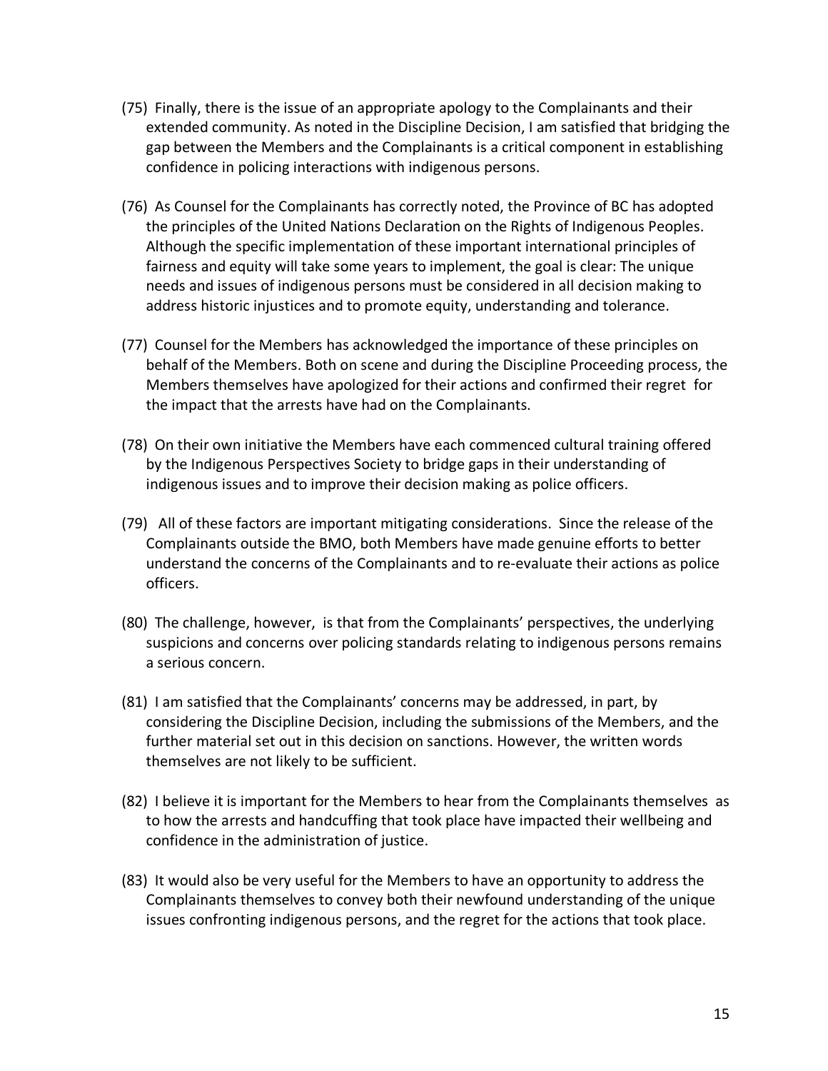(75) Finally, there is the issue of an appropriate apology to the Complainants and their extended community. As noted in the Discipline Decision, I am satisfied that bridging the gap between the Members and the Complainants is a critical component in establishing confidence in policing interactions with indigenous persons.

(76) As Counsel for the Complainants has correctly noted, the Province of BC has adopted the principles of the United Nations Declaration on the Rights of Indigenous Peoples. Although the specific implementation of these important international principles of fairness and equity will take some years to implement, the goal is clear: The unique needs and issues of indigenous persons must be considered in all decision making to address historic injustices and to promote equity, understanding and tolerance.

(77) Counsel for the Members has acknowledged the importance of these principles on behalf of the Members. Both on scene and during the Discipline Proceeding process, the Members themselves have apologized for their actions and confirmed their regret for the impact that the arrests have had on the Complainants.

(78) On their own initiative the Members have each commenced cultural training offered by the Indigenous Perspectives Society to bridge gaps in their understanding of indigenous issues and to improve their decision making as police officers.

(79) All of these factors are important mitigating considerations. Since the release of the Complainants outside the BMO, both Members have made genuine efforts to better understand the concerns of the Complainants and to re-evaluate their actions as police officers.

(80) The challenge, however, is that from the Complainants' perspectives, the underlying suspicions and concerns over policing standards relating to indigenous persons remains a serious concern.

(81) I am satisfied that the Complainants' concerns may be addressed, in part, by considering the Discipline Decision, including the submissions of the Members, and the further material set out in this decision on sanctions. However, the written words themselves are not likely to be sufficient.

(82) I believe it is important for the Members to hear from the Complainants themselves as to how the arrests and handcuffing that took place have impacted their wellbeing and confidence in the administration of justice.

(83) It would also be very useful for the Members to have an opportunity to address the Complainants themselves to convey both their newfound understanding of the unique issues confronting indigenous persons, and the regret for the actions that took place.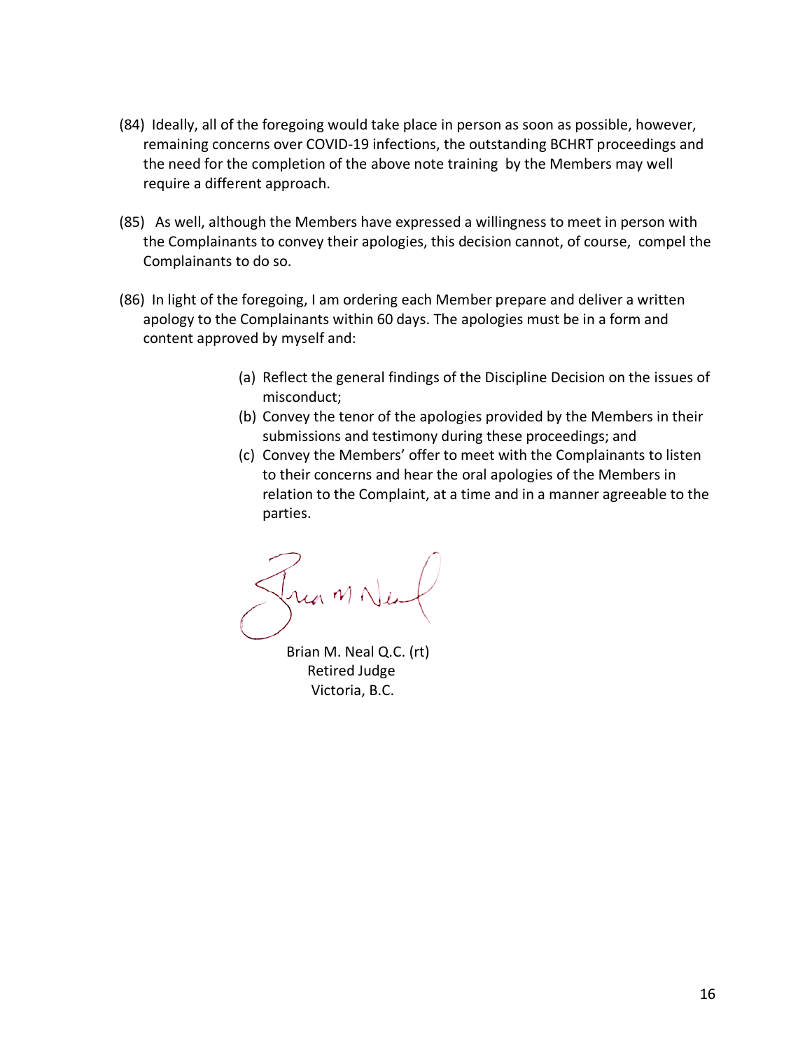(84) Ideally, all of the foregoing would take place in person as soon as possible, however, remaining concerns over COVID-19 infections, the outstanding BCHRT proceedings and the need for the completion of the above note training by the Members may well require a different approach.

(85) As well, although the Members have expressed a willingness to meet in person with the Complainants to convey their apologies, this decision cannot, of course, compel the Complainants to do so.

(86) In light of the foregoing, I am ordering each Member prepare and deliver a written apology to the Complainants within 60 days. The apologies must be in a form and content approved by myself and:

(a) Reflect the general findings of the Discipline Decision on the issues of misconduct;
(b) Convey the tenor of the apologies provided by the Members in their submissions and testimony during these proceedings; and
(c) Convey the Members' offer to meet with the Complainants to listen to their concerns and hear the oral apologies of the Members in relation to the Complaint, at a time and in a manner agreeable to the parties.

Brian M. Neal Q.C. (rt)
Retired Judge
Victoria, B.C.